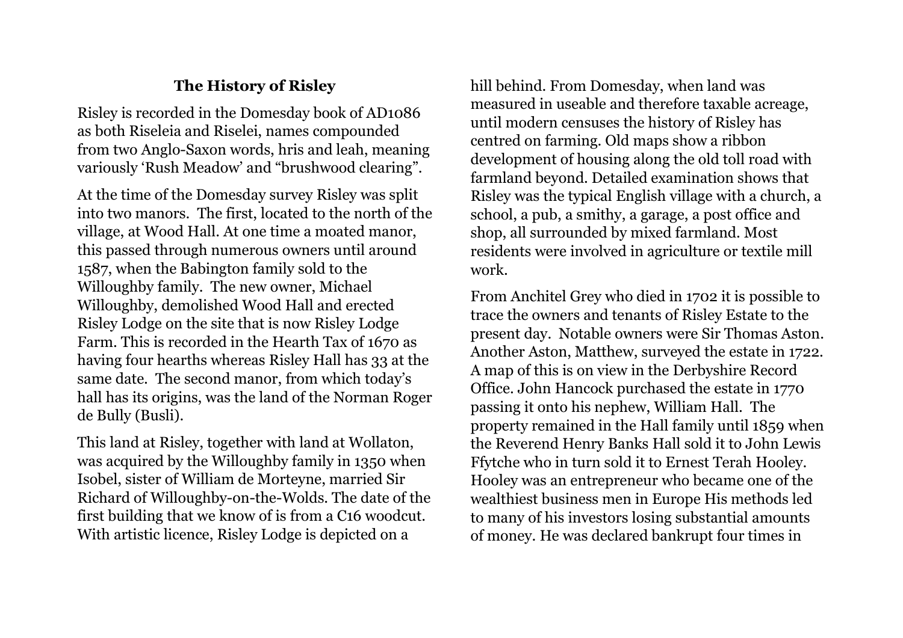## The History of Risley

Risley is recorded in the Domesday book of AD1086 as both Riseleia and Riselei, names compounded from two Anglo-Saxon words, hris and leah, meaning variously 'Rush Meadow' and "brushwood clearing".

At the time of the Domesday survey Risley was split into two manors. The first, located to the north of the village, at Wood Hall. At one time a moated manor, this passed through numerous owners until around 1587, when the Babington family sold to the Willoughby family. The new owner, Michael Willoughby, demolished Wood Hall and erected Risley Lodge on the site that is now Risley Lodge Farm. This is recorded in the Hearth Tax of 1670 as having four hearths whereas Risley Hall has 33 at the same date. The second manor, from which today's hall has its origins, was the land of the Norman Roger de Bully (Busli).

This land at Risley, together with land at Wollaton, was acquired by the Willoughby family in 1350 when Isobel, sister of William de Morteyne, married Sir Richard of Willoughby-on-the-Wolds. The date of the first building that we know of is from a C16 woodcut. With artistic licence, Risley Lodge is depicted on a hill behind. From Domesday, when land was measured in useable and therefore taxable acreage, until modern censuses the history of Risley has centred on farming. Old maps show a ribbon development of housing along the old toll road with farmland beyond. Detailed examination shows that Risley was the typical English village with a church, a school, a pub, a smithy, a garage, a post office and shop, all surrounded by mixed farmland. Most residents were involved in agriculture or textile mill work.

From Anchitel Grey who died in 1702 it is possible to trace the owners and tenants of Risley Estate to the present day. Notable owners were Sir Thomas Aston. Another Aston, Matthew, surveyed the estate in 1722. A map of this is on view in the Derbyshire Record Office. John Hancock purchased the estate in 1770 passing it onto his nephew, William Hall. The property remained in the Hall family until 1859 when the Reverend Henry Banks Hall sold it to John Lewis Ffytche who in turn sold it to Ernest Terah Hooley. Hooley was an entrepreneur who became one of the wealthiest business men in Europe His methods led to many of his investors losing substantial amounts of money. He was declared bankrupt four times in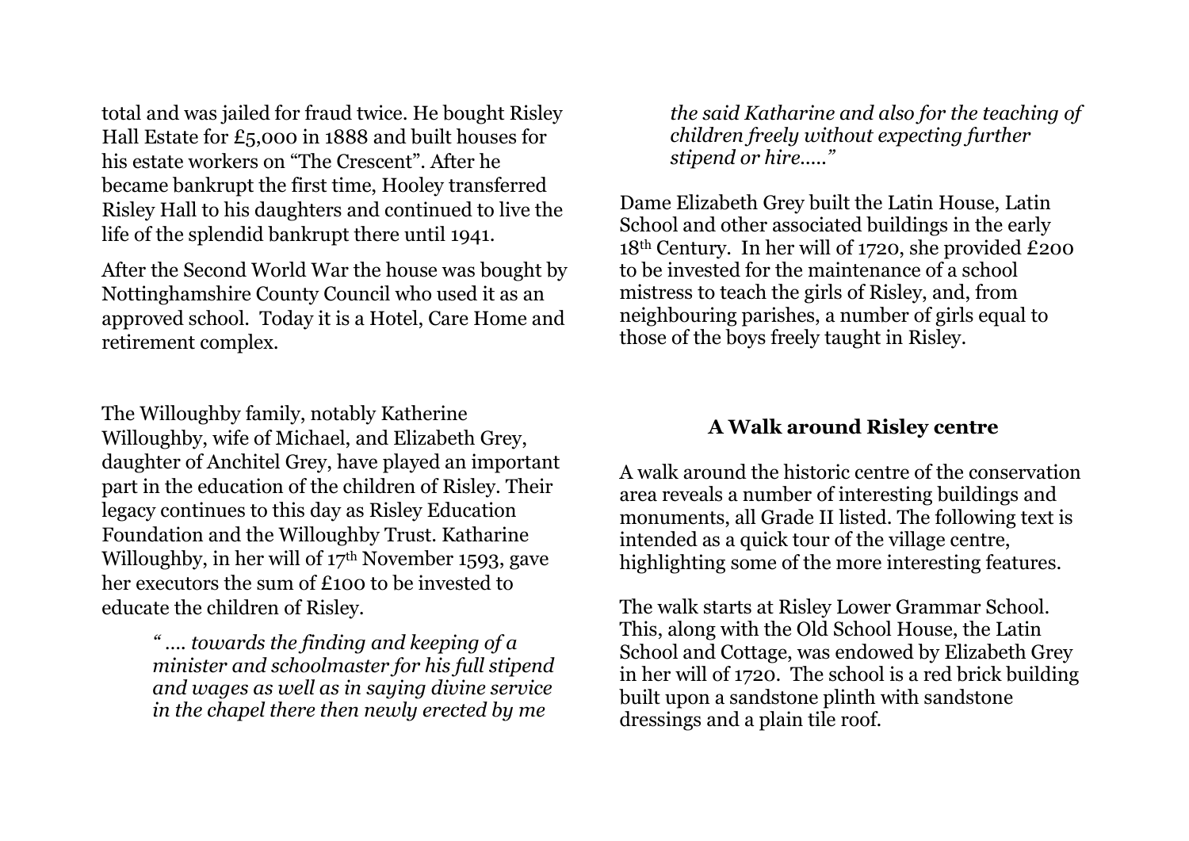total and was jailed for fraud twice. He bought Risley Hall Estate for £5,000 in 1888 and built houses for his estate workers on "The Crescent". After he became bankrupt the first time, Hooley transferred Risley Hall to his daughters and continued to live the life of the splendid bankrupt there until 1941.

After the Second World War the house was bought by Nottinghamshire County Council who used it as an approved school. Today it is a Hotel, Care Home and retirement complex.

The Willoughby family, notably Katherine Willoughby, wife of Michael, and Elizabeth Grey, daughter of Anchitel Grey, have played an important part in the education of the children of Risley. Their legacy continues to this day as Risley Education Foundation and the Willoughby Trust. Katharine Willoughby, in her will of 17th November 1593, gave her executors the sum of £100 to be invested to educate the children of Risley.

> *" …. towards the finding and keeping of a minister and schoolmaster for his full stipend and wages as well as in saying divine service in the chapel there then newly erected by me the said Katharine and also for the teaching of children freely without expecting further stipend or hire….."*

Dame Elizabeth Grey built the Latin House, Latin School and other associated buildings in the early 18th Century. In her will of 1720, she provided £200 to be invested for the maintenance of a school mistress to teach the girls of Risley, and, from neighbouring parishes, a number of girls equal to those of the boys freely taught in Risley.

## A Walk around Risley centre

A walk around the historic centre of the conservation area reveals a number of interesting buildings and monuments, all Grade II listed. The following text is intended as a quick tour of the village centre, highlighting some of the more interesting features.

The walk starts at Risley Lower Grammar School. This, along with the Old School House, the Latin School and Cottage, was endowed by Elizabeth Grey in her will of 1720. The school is a red brick building built upon a sandstone plinth with sandstone dressings and a plain tile roof.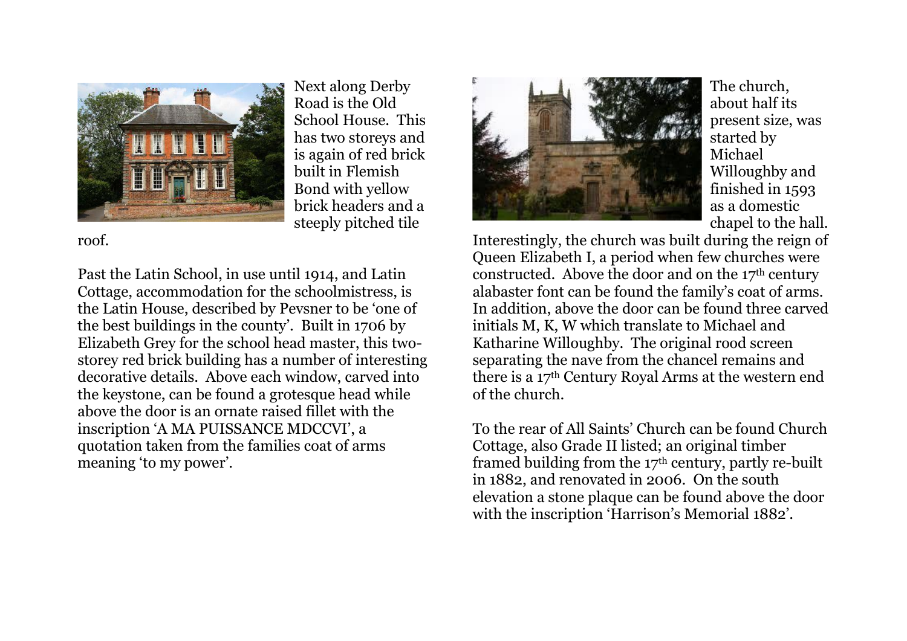Next along Derby Road is the Old School House. This has two storeys and is again of red brick built in Flemish Bond with yellow brick headers and a steeply pitched tile roof.

Past the Latin School, in use until 1914, and Latin Cottage, accommodation for the schoolmistress, is the Latin House, described by Pevsner to be 'one of the best buildings in the county'. Built in 1706 by Elizabeth Grey for the school head master, this two-storey red brick building has a number of interesting decorative details. Above each window, carved into the keystone, can be found a grotesque head while above the door is an ornate raised fillet with the inscription 'A MA PUISSANCE MDCCVI', a quotation taken from the families coat of arms meaning 'to my power'.

The church, about half its present size, was started by Michael Willoughby and finished in 1593 as a domestic chapel to the hall. Interestingly, the church was built during the reign of Queen Elizabeth I, a period when few churches were constructed. Above the door and on the 17th century alabaster font can be found the family's coat of arms. In addition, above the door can be found three carved initials M, K, W which translate to Michael and Katharine Willoughby. The original rood screen separating the nave from the chancel remains and there is a 17th Century Royal Arms at the western end of the church.

To the rear of All Saints' Church can be found Church Cottage, also Grade II listed; an original timber framed building from the 17th century, partly re-built in 1882, and renovated in 2006. On the south elevation a stone plaque can be found above the door with the inscription 'Harrison's Memorial 1882'.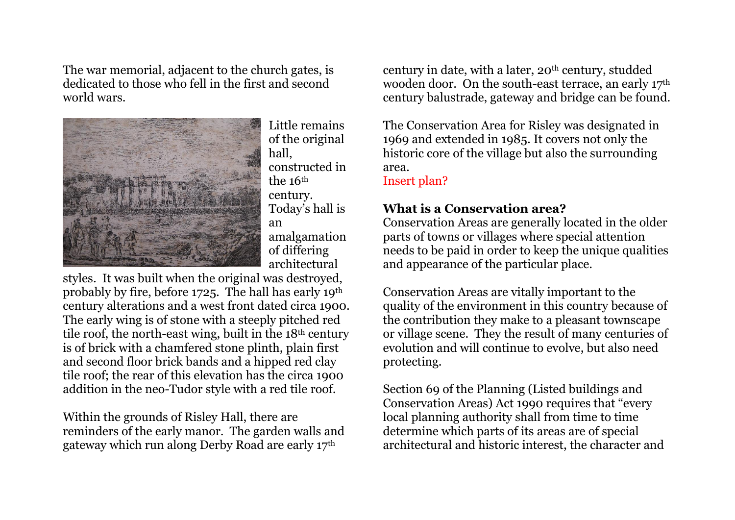The war memorial, adjacent to the church gates, is dedicated to those who fell in the first and second world wars.

Little remains of the original hall, constructed in the 16th century. Today's hall is an amalgamation of differing architectural styles. It was built when the original was destroyed, probably by fire, before 1725. The hall has early 19th century alterations and a west front dated circa 1900. The early wing is of stone with a steeply pitched red tile roof, the north-east wing, built in the 18th century is of brick with a chamfered stone plinth, plain first and second floor brick bands and a hipped red clay tile roof; the rear of this elevation has the circa 1900 addition in the neo-Tudor style with a red tile roof.

Within the grounds of Risley Hall, there are reminders of the early manor. The garden walls and gateway which run along Derby Road are early 17th century in date, with a later, 20th century, studded wooden door. On the south-east terrace, an early 17th century balustrade, gateway and bridge can be found.

The Conservation Area for Risley was designated in 1969 and extended in 1985. It covers not only the historic core of the village but also the surrounding area.

Insert plan?

**What is a Conservation area?**

Conservation Areas are generally located in the older parts of towns or villages where special attention needs to be paid in order to keep the unique qualities and appearance of the particular place.

Conservation Areas are vitally important to the quality of the environment in this country because of the contribution they make to a pleasant townscape or village scene. They the result of many centuries of evolution and will continue to evolve, but also need protecting.

Section 69 of the Planning (Listed buildings and Conservation Areas) Act 1990 requires that "every local planning authority shall from time to time determine which parts of its areas are of special architectural and historic interest, the character and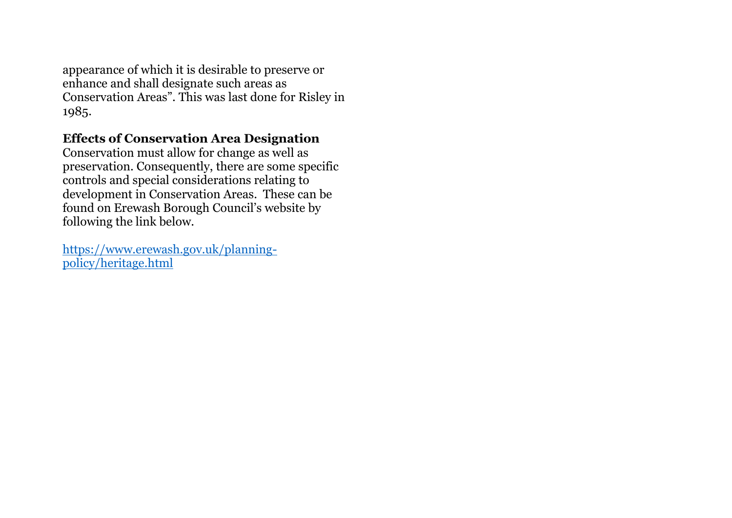appearance of which it is desirable to preserve or enhance and shall designate such areas as Conservation Areas". This was last done for Risley in 1985.

**Effects of Conservation Area Designation**

Conservation must allow for change as well as preservation. Consequently, there are some specific controls and special considerations relating to development in Conservation Areas. These can be found on Erewash Borough Council's website by following the link below.

[https://www.erewash.gov.uk/planning-policy/heritage.html](https://www.erewash.gov.uk/planning-policy/heritage.html)